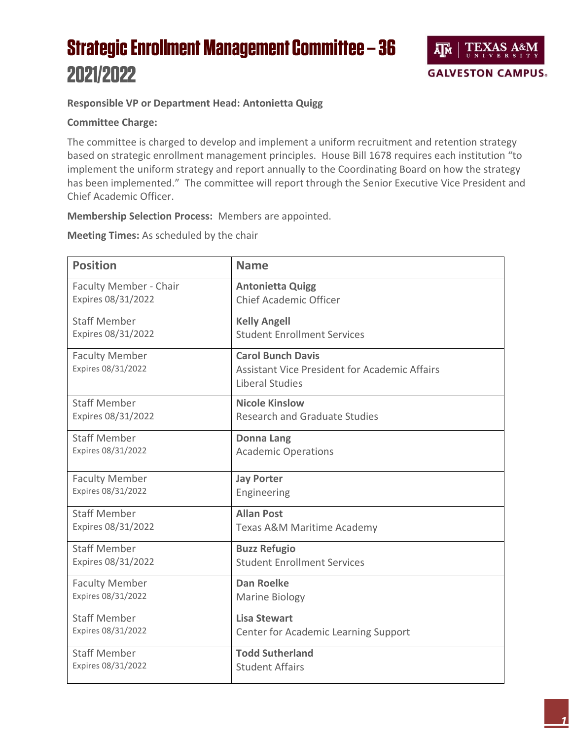# Strategic Enrollment Management Committee – 36 2021/2022

**Responsible VP or Department Head: Antonietta Quigg**

**Committee Charge:**

The committee is charged to develop and implement a uniform recruitment and retention strategy based on strategic enrollment management principles. House Bill 1678 requires each institution "to implement the uniform strategy and report annually to the Coordinating Board on how the strategy has been implemented." The committee will report through the Senior Executive Vice President and Chief Academic Officer.

**Membership Selection Process:** Members are appointed.

**Meeting Times:** As scheduled by the chair

| Position | Name |
|---|---|
| Faculty Member - Chair<br>Expires 08/31/2022 | **Antonietta Quigg**<br>Chief Academic Officer |
| Staff Member<br>Expires 08/31/2022 | **Kelly Angell**<br>Student Enrollment Services |
| Faculty Member<br>Expires 08/31/2022 | **Carol Bunch Davis**<br>Assistant Vice President for Academic Affairs<br>Liberal Studies |
| Staff Member<br>Expires 08/31/2022 | **Nicole Kinslow**<br>Research and Graduate Studies |
| Staff Member<br>Expires 08/31/2022 | **Donna Lang**<br>Academic Operations |
| Faculty Member<br>Expires 08/31/2022 | **Jay Porter**<br>Engineering |
| Staff Member<br>Expires 08/31/2022 | **Allan Post**<br>Texas A&M Maritime Academy |
| Staff Member<br>Expires 08/31/2022 | **Buzz Refugio**<br>Student Enrollment Services |
| Faculty Member<br>Expires 08/31/2022 | **Dan Roelke**<br>Marine Biology |
| Staff Member<br>Expires 08/31/2022 | **Lisa Stewart**<br>Center for Academic Learning Support |
| Staff Member<br>Expires 08/31/2022 | **Todd Sutherland**<br>Student Affairs |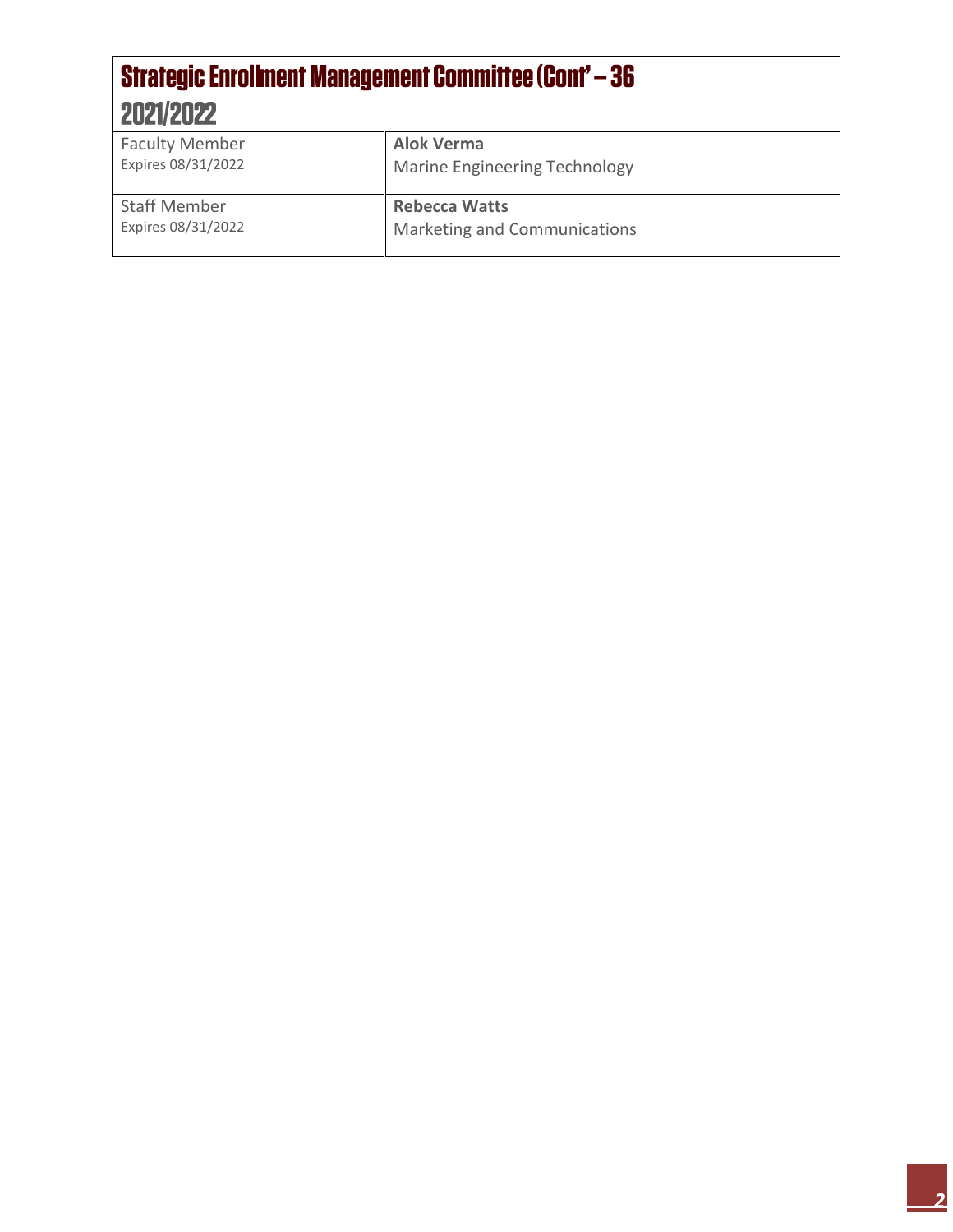## Strategic Enrollment Management Committee (Cont' – 36

2021/2022

| | |
|---|---|
| Faculty Member<br>Expires 08/31/2022 | **Alok Verma**<br>Marine Engineering Technology |
| Staff Member<br>Expires 08/31/2022 | **Rebecca Watts**<br>Marketing and Communications |